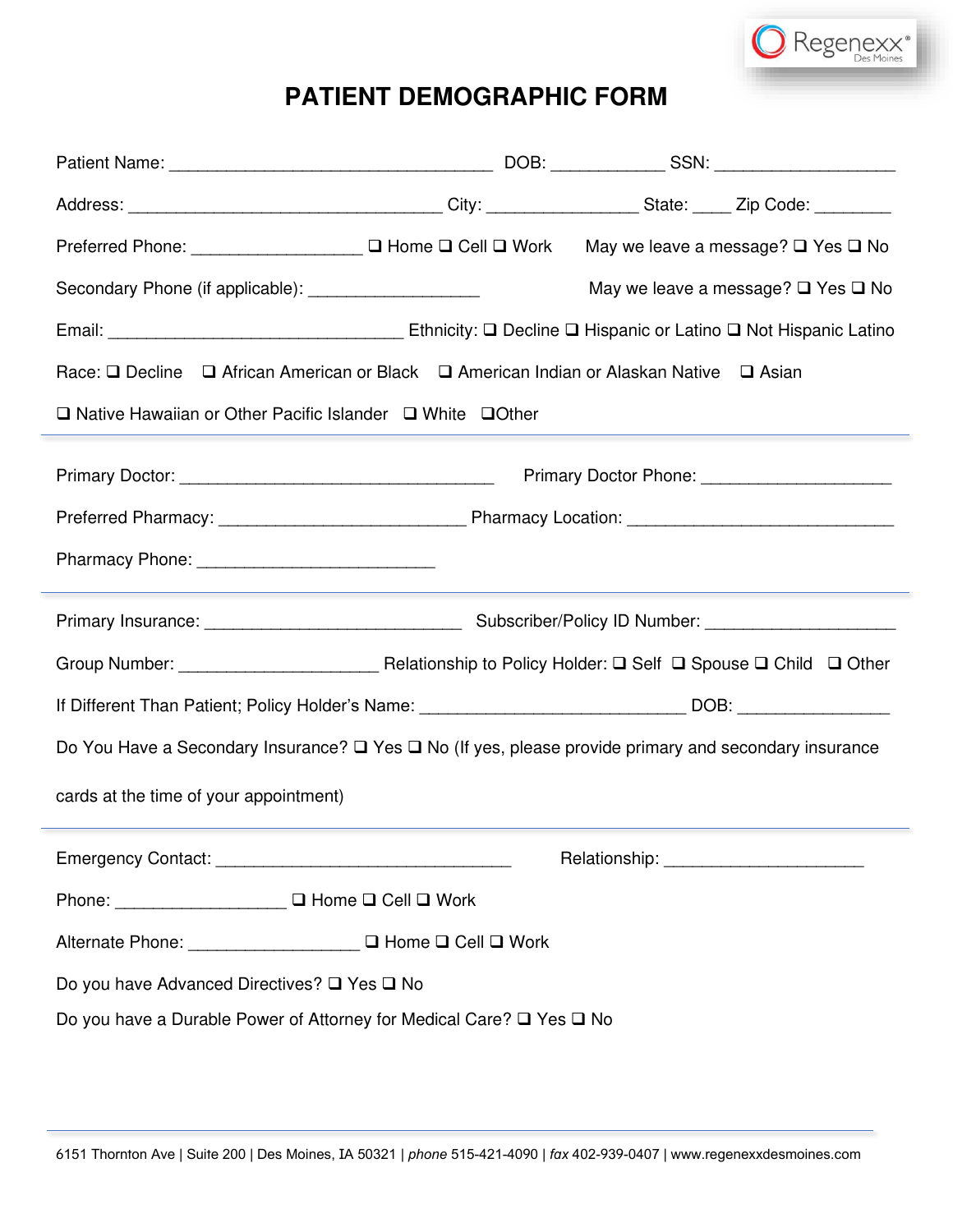Regenexx® Des Moines

# PATIENT DEMOGRAPHIC FORM

Patient Name: ________________________________ DOB: ___________ SSN: __________________

Address: ________________________________ City: _______________ State: ____ Zip Code: ________

Preferred Phone: _________________ ❑ Home ❑ Cell ❑ Work May we leave a message? ❑ Yes ❑ No

Secondary Phone (if applicable): _________________ May we leave a message? ❑ Yes ❑ No

Email: ______________________________ Ethnicity: ❑ Decline ❑ Hispanic or Latino ❑ Not Hispanic Latino

Race: ❑ Decline ❑ African American or Black ❑ American Indian or Alaskan Native ❑ Asian

❑ Native Hawaiian or Other Pacific Islander ❑ White ❑Other

---

Primary Doctor: ________________________________ Primary Doctor Phone: ___________________

Preferred Pharmacy: ________________________ Pharmacy Location: ___________________________

Pharmacy Phone: ________________________

---

Primary Insurance: __________________________ Subscriber/Policy ID Number: ___________________

Group Number: ____________________ Relationship to Policy Holder: ❑ Self ❑ Spouse ❑ Child ❑ Other

If Different Than Patient; Policy Holder's Name: ___________________________ DOB: _______________

Do You Have a Secondary Insurance? ❑ Yes ❑ No (If yes, please provide primary and secondary insurance cards at the time of your appointment)

---

Emergency Contact: ______________________________ Relationship: ____________________

Phone: _________________ ❑ Home ❑ Cell ❑ Work

Alternate Phone: _________________ ❑ Home ❑ Cell ❑ Work

Do you have Advanced Directives? ❑ Yes ❑ No

Do you have a Durable Power of Attorney for Medical Care? ❑ Yes ❑ No

6151 Thornton Ave | Suite 200 | Des Moines, IA 50321 | *phone* 515-421-4090 | *fax* 402-939-0407 | www.regenexxdesmoines.com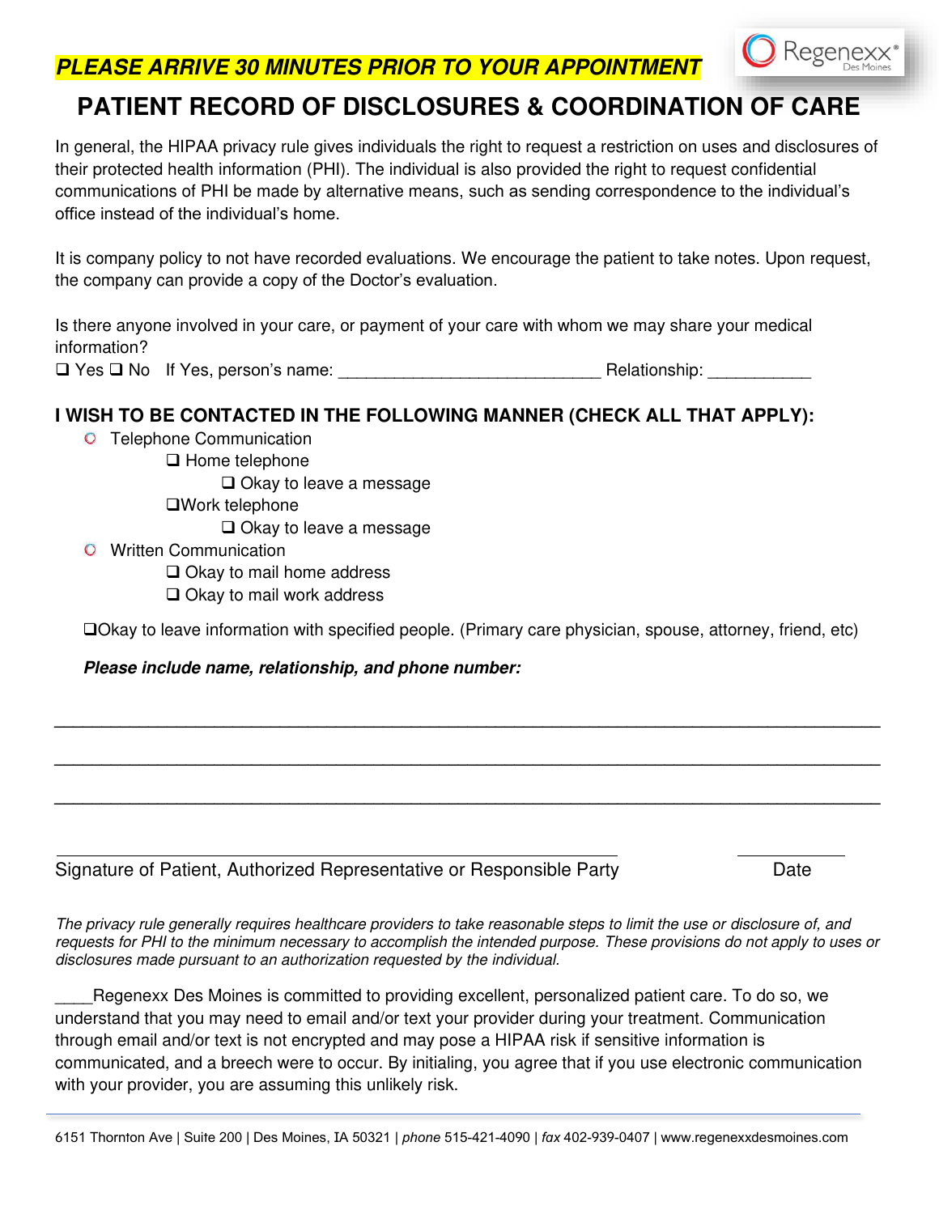**PLEASE ARRIVE 30 MINUTES PRIOR TO YOUR APPOINTMENT**

# PATIENT RECORD OF DISCLOSURES & COORDINATION OF CARE

In general, the HIPAA privacy rule gives individuals the right to request a restriction on uses and disclosures of their protected health information (PHI). The individual is also provided the right to request confidential communications of PHI be made by alternative means, such as sending correspondence to the individual's office instead of the individual's home.

It is company policy to not have recorded evaluations. We encourage the patient to take notes. Upon request, the company can provide a copy of the Doctor's evaluation.

Is there anyone involved in your care, or payment of your care with whom we may share your medical information?

❑ Yes ❑ No   If Yes, person's name: ___________________________ Relationship: ___________

### I WISH TO BE CONTACTED IN THE FOLLOWING MANNER (CHECK ALL THAT APPLY):

- Telephone Communication
  - ❑ Home telephone
    - ❑ Okay to leave a message
  - ❑Work telephone
    - ❑ Okay to leave a message
- Written Communication
  - ❑ Okay to mail home address
  - ❑ Okay to mail work address

❑Okay to leave information with specified people. (Primary care physician, spouse, attorney, friend, etc)

***Please include name, relationship, and phone number:***

___________________________________________________________________________

___________________________________________________________________________

___________________________________________________________________________

___________________________________________________________ ___________

Signature of Patient, Authorized Representative or Responsible Party Date

*The privacy rule generally requires healthcare providers to take reasonable steps to limit the use or disclosure of, and requests for PHI to the minimum necessary to accomplish the intended purpose. These provisions do not apply to uses or disclosures made pursuant to an authorization requested by the individual.*

____Regenexx Des Moines is committed to providing excellent, personalized patient care. To do so, we understand that you may need to email and/or text your provider during your treatment. Communication through email and/or text is not encrypted and may pose a HIPAA risk if sensitive information is communicated, and a breech were to occur. By initialing, you agree that if you use electronic communication with your provider, you are assuming this unlikely risk.

6151 Thornton Ave | Suite 200 | Des Moines, IA 50321 | *phone* 515-421-4090 | *fax* 402-939-0407 | www.regenexxdesmoines.com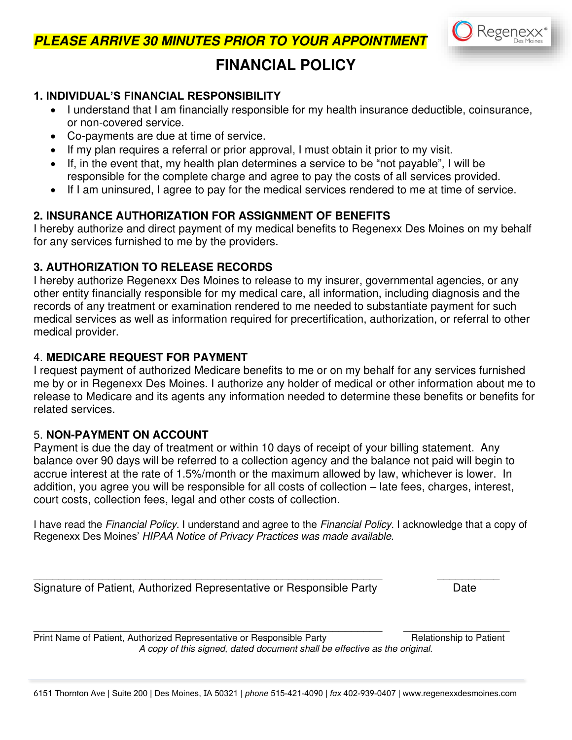***PLEASE ARRIVE 30 MINUTES PRIOR TO YOUR APPOINTMENT***

# FINANCIAL POLICY

### 1. INDIVIDUAL'S FINANCIAL RESPONSIBILITY

- I understand that I am financially responsible for my health insurance deductible, coinsurance, or non-covered service.
- Co-payments are due at time of service.
- If my plan requires a referral or prior approval, I must obtain it prior to my visit.
- If, in the event that, my health plan determines a service to be "not payable", I will be responsible for the complete charge and agree to pay the costs of all services provided.
- If I am uninsured, I agree to pay for the medical services rendered to me at time of service.

### 2. INSURANCE AUTHORIZATION FOR ASSIGNMENT OF BENEFITS

I hereby authorize and direct payment of my medical benefits to Regenexx Des Moines on my behalf for any services furnished to me by the providers.

### 3. AUTHORIZATION TO RELEASE RECORDS

I hereby authorize Regenexx Des Moines to release to my insurer, governmental agencies, or any other entity financially responsible for my medical care, all information, including diagnosis and the records of any treatment or examination rendered to me needed to substantiate payment for such medical services as well as information required for precertification, authorization, or referral to other medical provider.

### 4. MEDICARE REQUEST FOR PAYMENT

I request payment of authorized Medicare benefits to me or on my behalf for any services furnished me by or in Regenexx Des Moines. I authorize any holder of medical or other information about me to release to Medicare and its agents any information needed to determine these benefits or benefits for related services.

### 5. NON-PAYMENT ON ACCOUNT

Payment is due the day of treatment or within 10 days of receipt of your billing statement. Any balance over 90 days will be referred to a collection agency and the balance not paid will begin to accrue interest at the rate of 1.5%/month or the maximum allowed by law, whichever is lower. In addition, you agree you will be responsible for all costs of collection – late fees, charges, interest, court costs, collection fees, legal and other costs of collection.

I have read the *Financial Policy*. I understand and agree to the *Financial Policy*. I acknowledge that a copy of Regenexx Des Moines' *HIPAA Notice of Privacy Practices was made available*.

\_\_\_\_\_\_\_\_\_\_\_\_\_\_\_\_\_\_\_\_\_\_\_\_\_\_\_\_\_\_\_\_\_\_\_\_\_\_\_\_\_\_\_\_\_\_\_\_ \_\_\_\_\_\_\_\_\_\_
Signature of Patient, Authorized Representative or Responsible Party Date

\_\_\_\_\_\_\_\_\_\_\_\_\_\_\_\_\_\_\_\_\_\_\_\_\_\_\_\_\_\_\_\_\_\_\_\_\_\_\_\_\_\_\_\_\_\_\_\_ \_\_\_\_\_\_\_\_\_\_\_\_\_\_\_
Print Name of Patient, Authorized Representative or Responsible Party Relationship to Patient

*A copy of this signed, dated document shall be effective as the original.*

6151 Thornton Ave | Suite 200 | Des Moines, IA 50321 | *phone* 515-421-4090 | *fax* 402-939-0407 | www.regenexxdesmoines.com